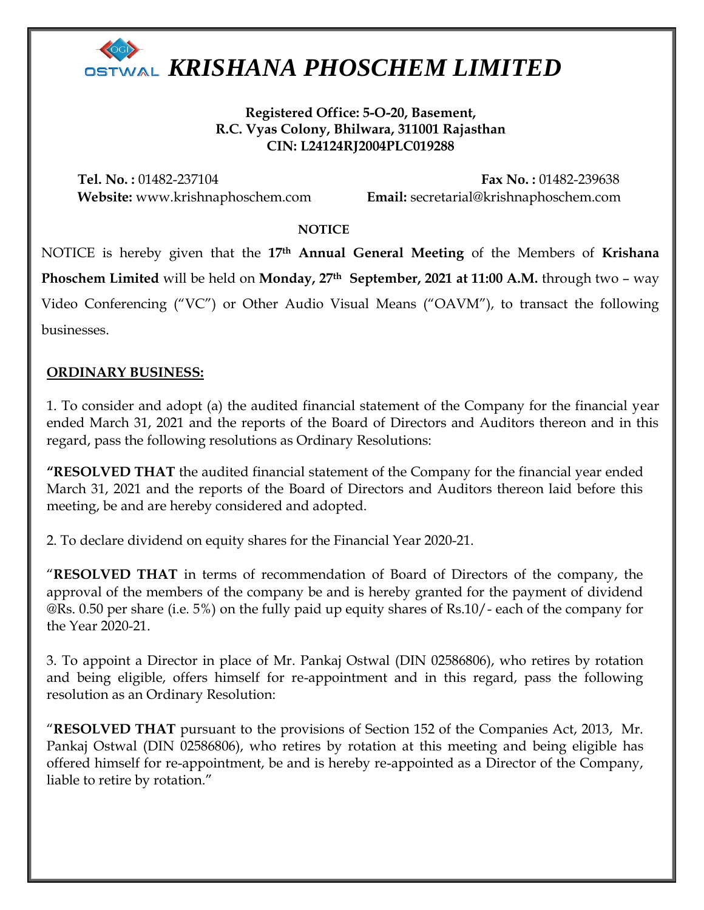# *KRISHANA PHOSCHEM LIMITED*

**Registered Office: 5-O-20, Basement,**
**R.C. Vyas Colony, Bhilwara, 311001 Rajasthan**
**CIN: L24124RJ2004PLC019288**

**Tel. No. :** 01482-237104 **Fax No. :** 01482-239638
**Website:** www.krishnaphoschem.com **Email:** secretarial@krishnaphoschem.com

**NOTICE**

NOTICE is hereby given that the **17th Annual General Meeting** of the Members of **Krishana Phoschem Limited** will be held on **Monday, 27th September, 2021 at 11:00 A.M.** through two – way Video Conferencing ("VC") or Other Audio Visual Means ("OAVM"), to transact the following businesses.

## ORDINARY BUSINESS:

1. To consider and adopt (a) the audited financial statement of the Company for the financial year ended March 31, 2021 and the reports of the Board of Directors and Auditors thereon and in this regard, pass the following resolutions as Ordinary Resolutions:

**"RESOLVED THAT** the audited financial statement of the Company for the financial year ended March 31, 2021 and the reports of the Board of Directors and Auditors thereon laid before this meeting, be and are hereby considered and adopted.

2. To declare dividend on equity shares for the Financial Year 2020-21.

"**RESOLVED THAT** in terms of recommendation of Board of Directors of the company, the approval of the members of the company be and is hereby granted for the payment of dividend @Rs. 0.50 per share (i.e. 5%) on the fully paid up equity shares of Rs.10/- each of the company for the Year 2020-21.

3. To appoint a Director in place of Mr. Pankaj Ostwal (DIN 02586806), who retires by rotation and being eligible, offers himself for re-appointment and in this regard, pass the following resolution as an Ordinary Resolution:

"**RESOLVED THAT** pursuant to the provisions of Section 152 of the Companies Act, 2013, Mr. Pankaj Ostwal (DIN 02586806), who retires by rotation at this meeting and being eligible has offered himself for re-appointment, be and is hereby re-appointed as a Director of the Company, liable to retire by rotation."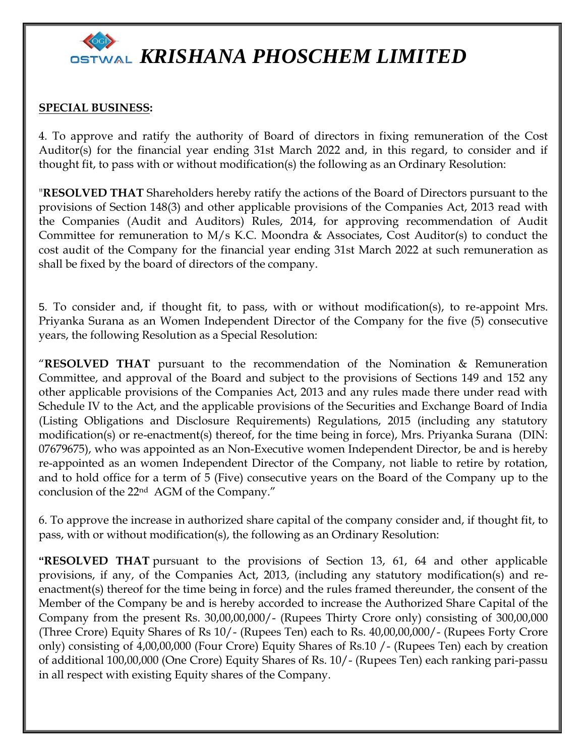**SPECIAL BUSINESS:**

4. To approve and ratify the authority of Board of directors in fixing remuneration of the Cost Auditor(s) for the financial year ending 31st March 2022 and, in this regard, to consider and if thought fit, to pass with or without modification(s) the following as an Ordinary Resolution:

"**RESOLVED THAT** Shareholders hereby ratify the actions of the Board of Directors pursuant to the provisions of Section 148(3) and other applicable provisions of the Companies Act, 2013 read with the Companies (Audit and Auditors) Rules, 2014, for approving recommendation of Audit Committee for remuneration to M/s K.C. Moondra & Associates, Cost Auditor(s) to conduct the cost audit of the Company for the financial year ending 31st March 2022 at such remuneration as shall be fixed by the board of directors of the company.

5. To consider and, if thought fit, to pass, with or without modification(s), to re-appoint Mrs. Priyanka Surana as an Women Independent Director of the Company for the five (5) consecutive years, the following Resolution as a Special Resolution:

"**RESOLVED THAT** pursuant to the recommendation of the Nomination & Remuneration Committee, and approval of the Board and subject to the provisions of Sections 149 and 152 any other applicable provisions of the Companies Act, 2013 and any rules made there under read with Schedule IV to the Act, and the applicable provisions of the Securities and Exchange Board of India (Listing Obligations and Disclosure Requirements) Regulations, 2015 (including any statutory modification(s) or re-enactment(s) thereof, for the time being in force), Mrs. Priyanka Surana (DIN: 07679675), who was appointed as an Non-Executive women Independent Director, be and is hereby re-appointed as an women Independent Director of the Company, not liable to retire by rotation, and to hold office for a term of 5 (Five) consecutive years on the Board of the Company up to the conclusion of the 22nd AGM of the Company."

6. To approve the increase in authorized share capital of the company consider and, if thought fit, to pass, with or without modification(s), the following as an Ordinary Resolution:

**"RESOLVED THAT** pursuant to the provisions of Section 13, 61, 64 and other applicable provisions, if any, of the Companies Act, 2013, (including any statutory modification(s) and re-enactment(s) thereof for the time being in force) and the rules framed thereunder, the consent of the Member of the Company be and is hereby accorded to increase the Authorized Share Capital of the Company from the present Rs. 30,00,00,000/- (Rupees Thirty Crore only) consisting of 300,00,000 (Three Crore) Equity Shares of Rs 10/- (Rupees Ten) each to Rs. 40,00,00,000/- (Rupees Forty Crore only) consisting of 4,00,00,000 (Four Crore) Equity Shares of Rs.10 /- (Rupees Ten) each by creation of additional 100,00,000 (One Crore) Equity Shares of Rs. 10/- (Rupees Ten) each ranking pari-passu in all respect with existing Equity shares of the Company.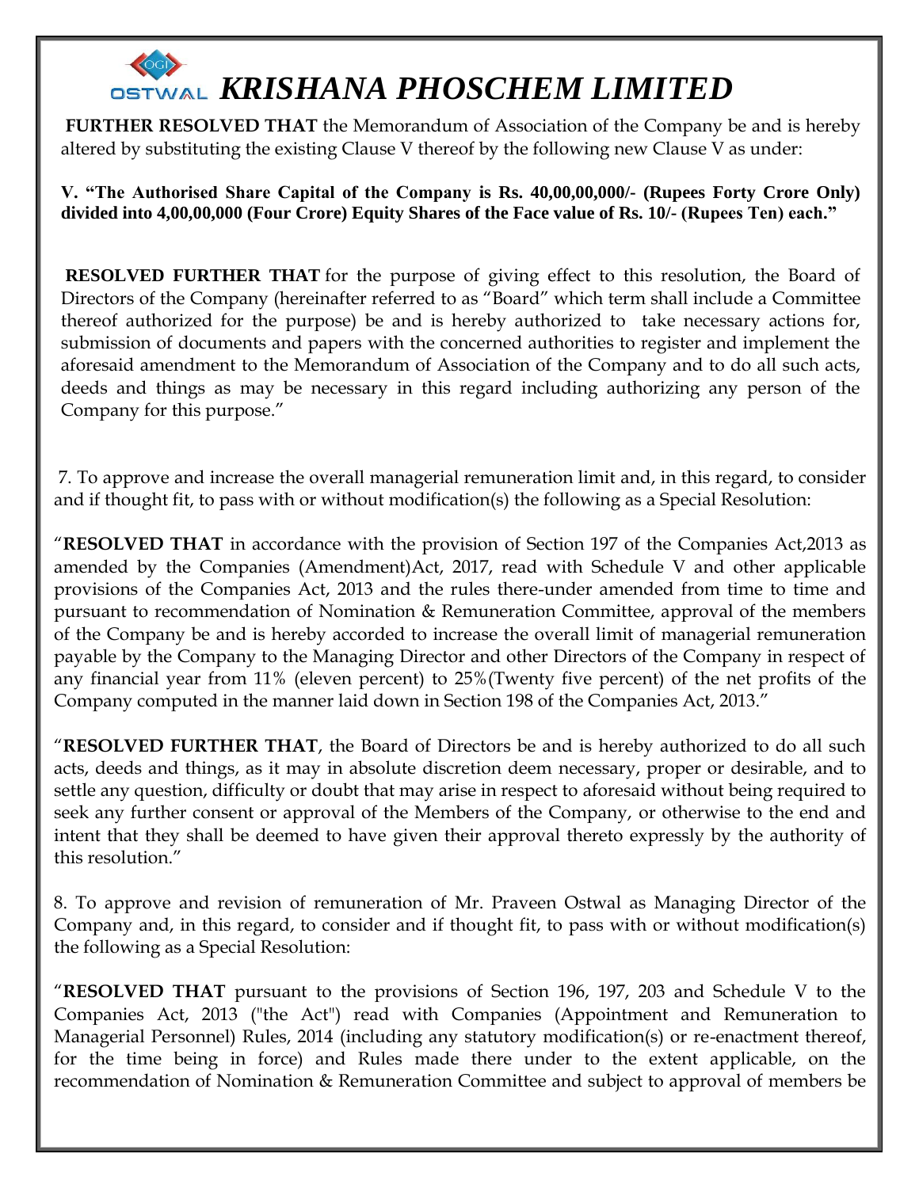**FURTHER RESOLVED THAT** the Memorandum of Association of the Company be and is hereby altered by substituting the existing Clause V thereof by the following new Clause V as under:

**V. "The Authorised Share Capital of the Company is Rs. 40,00,00,000/- (Rupees Forty Crore Only) divided into 4,00,00,000 (Four Crore) Equity Shares of the Face value of Rs. 10/- (Rupees Ten) each."**

**RESOLVED FURTHER THAT** for the purpose of giving effect to this resolution, the Board of Directors of the Company (hereinafter referred to as "Board" which term shall include a Committee thereof authorized for the purpose) be and is hereby authorized to take necessary actions for, submission of documents and papers with the concerned authorities to register and implement the aforesaid amendment to the Memorandum of Association of the Company and to do all such acts, deeds and things as may be necessary in this regard including authorizing any person of the Company for this purpose."

7. To approve and increase the overall managerial remuneration limit and, in this regard, to consider and if thought fit, to pass with or without modification(s) the following as a Special Resolution:

"**RESOLVED THAT** in accordance with the provision of Section 197 of the Companies Act,2013 as amended by the Companies (Amendment)Act, 2017, read with Schedule V and other applicable provisions of the Companies Act, 2013 and the rules there-under amended from time to time and pursuant to recommendation of Nomination & Remuneration Committee, approval of the members of the Company be and is hereby accorded to increase the overall limit of managerial remuneration payable by the Company to the Managing Director and other Directors of the Company in respect of any financial year from 11% (eleven percent) to 25%(Twenty five percent) of the net profits of the Company computed in the manner laid down in Section 198 of the Companies Act, 2013."

"**RESOLVED FURTHER THAT**, the Board of Directors be and is hereby authorized to do all such acts, deeds and things, as it may in absolute discretion deem necessary, proper or desirable, and to settle any question, difficulty or doubt that may arise in respect to aforesaid without being required to seek any further consent or approval of the Members of the Company, or otherwise to the end and intent that they shall be deemed to have given their approval thereto expressly by the authority of this resolution."

8. To approve and revision of remuneration of Mr. Praveen Ostwal as Managing Director of the Company and, in this regard, to consider and if thought fit, to pass with or without modification(s) the following as a Special Resolution:

"**RESOLVED THAT** pursuant to the provisions of Section 196, 197, 203 and Schedule V to the Companies Act, 2013 ("the Act") read with Companies (Appointment and Remuneration to Managerial Personnel) Rules, 2014 (including any statutory modification(s) or re-enactment thereof, for the time being in force) and Rules made there under to the extent applicable, on the recommendation of Nomination & Remuneration Committee and subject to approval of members be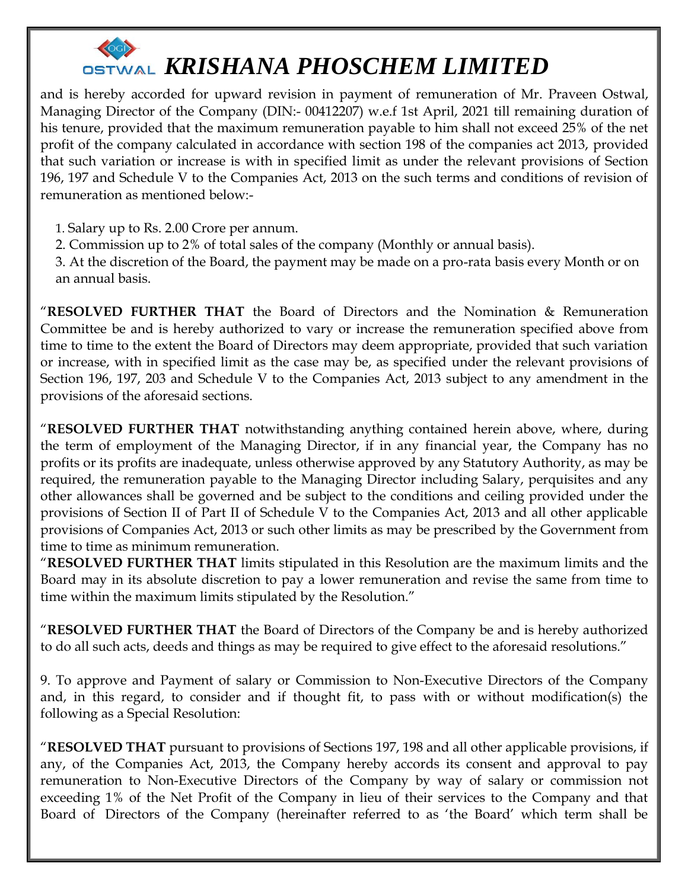and is hereby accorded for upward revision in payment of remuneration of Mr. Praveen Ostwal, Managing Director of the Company (DIN:- 00412207) w.e.f 1st April, 2021 till remaining duration of his tenure, provided that the maximum remuneration payable to him shall not exceed 25% of the net profit of the company calculated in accordance with section 198 of the companies act 2013, provided that such variation or increase is with in specified limit as under the relevant provisions of Section 196, 197 and Schedule V to the Companies Act, 2013 on the such terms and conditions of revision of remuneration as mentioned below:-

1. Salary up to Rs. 2.00 Crore per annum.
2. Commission up to 2% of total sales of the company (Monthly or annual basis).
3. At the discretion of the Board, the payment may be made on a pro-rata basis every Month or on an annual basis.

"**RESOLVED FURTHER THAT** the Board of Directors and the Nomination & Remuneration Committee be and is hereby authorized to vary or increase the remuneration specified above from time to time to the extent the Board of Directors may deem appropriate, provided that such variation or increase, with in specified limit as the case may be, as specified under the relevant provisions of Section 196, 197, 203 and Schedule V to the Companies Act, 2013 subject to any amendment in the provisions of the aforesaid sections.

"**RESOLVED FURTHER THAT** notwithstanding anything contained herein above, where, during the term of employment of the Managing Director, if in any financial year, the Company has no profits or its profits are inadequate, unless otherwise approved by any Statutory Authority, as may be required, the remuneration payable to the Managing Director including Salary, perquisites and any other allowances shall be governed and be subject to the conditions and ceiling provided under the provisions of Section II of Part II of Schedule V to the Companies Act, 2013 and all other applicable provisions of Companies Act, 2013 or such other limits as may be prescribed by the Government from time to time as minimum remuneration.

"**RESOLVED FURTHER THAT** limits stipulated in this Resolution are the maximum limits and the Board may in its absolute discretion to pay a lower remuneration and revise the same from time to time within the maximum limits stipulated by the Resolution."

"**RESOLVED FURTHER THAT** the Board of Directors of the Company be and is hereby authorized to do all such acts, deeds and things as may be required to give effect to the aforesaid resolutions."

9. To approve and Payment of salary or Commission to Non-Executive Directors of the Company and, in this regard, to consider and if thought fit, to pass with or without modification(s) the following as a Special Resolution:

"**RESOLVED THAT** pursuant to provisions of Sections 197, 198 and all other applicable provisions, if any, of the Companies Act, 2013, the Company hereby accords its consent and approval to pay remuneration to Non-Executive Directors of the Company by way of salary or commission not exceeding 1% of the Net Profit of the Company in lieu of their services to the Company and that Board of Directors of the Company (hereinafter referred to as 'the Board' which term shall be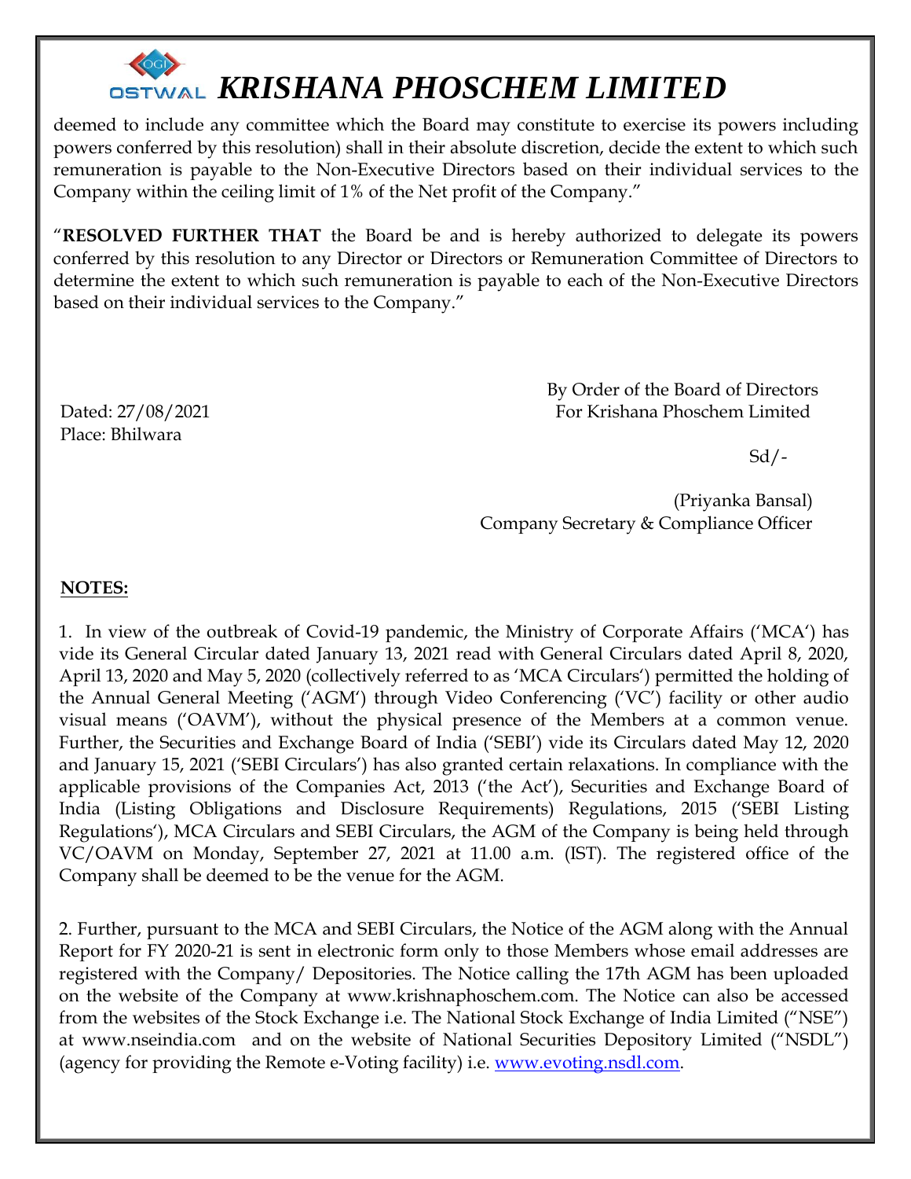deemed to include any committee which the Board may constitute to exercise its powers including powers conferred by this resolution) shall in their absolute discretion, decide the extent to which such remuneration is payable to the Non-Executive Directors based on their individual services to the Company within the ceiling limit of 1% of the Net profit of the Company."

"**RESOLVED FURTHER THAT** the Board be and is hereby authorized to delegate its powers conferred by this resolution to any Director or Directors or Remuneration Committee of Directors to determine the extent to which such remuneration is payable to each of the Non-Executive Directors based on their individual services to the Company."

By Order of the Board of Directors
For Krishana Phoschem Limited

Dated: 27/08/2021
Place: Bhilwara

Sd/-

(Priyanka Bansal)
Company Secretary & Compliance Officer

**NOTES:**

1. In view of the outbreak of Covid-19 pandemic, the Ministry of Corporate Affairs ('MCA') has vide its General Circular dated January 13, 2021 read with General Circulars dated April 8, 2020, April 13, 2020 and May 5, 2020 (collectively referred to as 'MCA Circulars') permitted the holding of the Annual General Meeting ('AGM') through Video Conferencing ('VC') facility or other audio visual means ('OAVM'), without the physical presence of the Members at a common venue. Further, the Securities and Exchange Board of India ('SEBI') vide its Circulars dated May 12, 2020 and January 15, 2021 ('SEBI Circulars') has also granted certain relaxations. In compliance with the applicable provisions of the Companies Act, 2013 ('the Act'), Securities and Exchange Board of India (Listing Obligations and Disclosure Requirements) Regulations, 2015 ('SEBI Listing Regulations'), MCA Circulars and SEBI Circulars, the AGM of the Company is being held through VC/OAVM on Monday, September 27, 2021 at 11.00 a.m. (IST). The registered office of the Company shall be deemed to be the venue for the AGM.

2. Further, pursuant to the MCA and SEBI Circulars, the Notice of the AGM along with the Annual Report for FY 2020-21 is sent in electronic form only to those Members whose email addresses are registered with the Company/ Depositories. The Notice calling the 17th AGM has been uploaded on the website of the Company at www.krishnaphoschem.com. The Notice can also be accessed from the websites of the Stock Exchange i.e. The National Stock Exchange of India Limited ("NSE") at www.nseindia.com and on the website of National Securities Depository Limited ("NSDL") (agency for providing the Remote e-Voting facility) i.e. www.evoting.nsdl.com.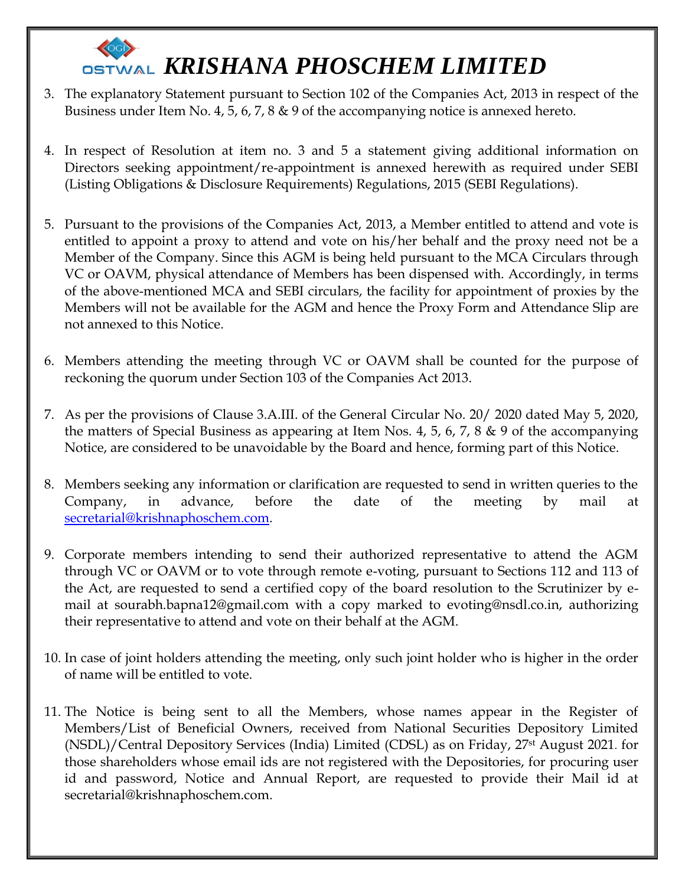3. The explanatory Statement pursuant to Section 102 of the Companies Act, 2013 in respect of the Business under Item No. 4, 5, 6, 7, 8 & 9 of the accompanying notice is annexed hereto.

4. In respect of Resolution at item no. 3 and 5 a statement giving additional information on Directors seeking appointment/re-appointment is annexed herewith as required under SEBI (Listing Obligations & Disclosure Requirements) Regulations, 2015 (SEBI Regulations).

5. Pursuant to the provisions of the Companies Act, 2013, a Member entitled to attend and vote is entitled to appoint a proxy to attend and vote on his/her behalf and the proxy need not be a Member of the Company. Since this AGM is being held pursuant to the MCA Circulars through VC or OAVM, physical attendance of Members has been dispensed with. Accordingly, in terms of the above-mentioned MCA and SEBI circulars, the facility for appointment of proxies by the Members will not be available for the AGM and hence the Proxy Form and Attendance Slip are not annexed to this Notice.

6. Members attending the meeting through VC or OAVM shall be counted for the purpose of reckoning the quorum under Section 103 of the Companies Act 2013.

7. As per the provisions of Clause 3.A.III. of the General Circular No. 20/ 2020 dated May 5, 2020, the matters of Special Business as appearing at Item Nos. 4, 5, 6, 7, 8 & 9 of the accompanying Notice, are considered to be unavoidable by the Board and hence, forming part of this Notice.

8. Members seeking any information or clarification are requested to send in written queries to the Company, in advance, before the date of the meeting by mail at secretarial@krishnaphoschem.com.

9. Corporate members intending to send their authorized representative to attend the AGM through VC or OAVM or to vote through remote e-voting, pursuant to Sections 112 and 113 of the Act, are requested to send a certified copy of the board resolution to the Scrutinizer by e-mail at sourabh.bapna12@gmail.com with a copy marked to evoting@nsdl.co.in, authorizing their representative to attend and vote on their behalf at the AGM.

10. In case of joint holders attending the meeting, only such joint holder who is higher in the order of name will be entitled to vote.

11. The Notice is being sent to all the Members, whose names appear in the Register of Members/List of Beneficial Owners, received from National Securities Depository Limited (NSDL)/Central Depository Services (India) Limited (CDSL) as on Friday, 27st August 2021. for those shareholders whose email ids are not registered with the Depositories, for procuring user id and password, Notice and Annual Report, are requested to provide their Mail id at secretarial@krishnaphoschem.com.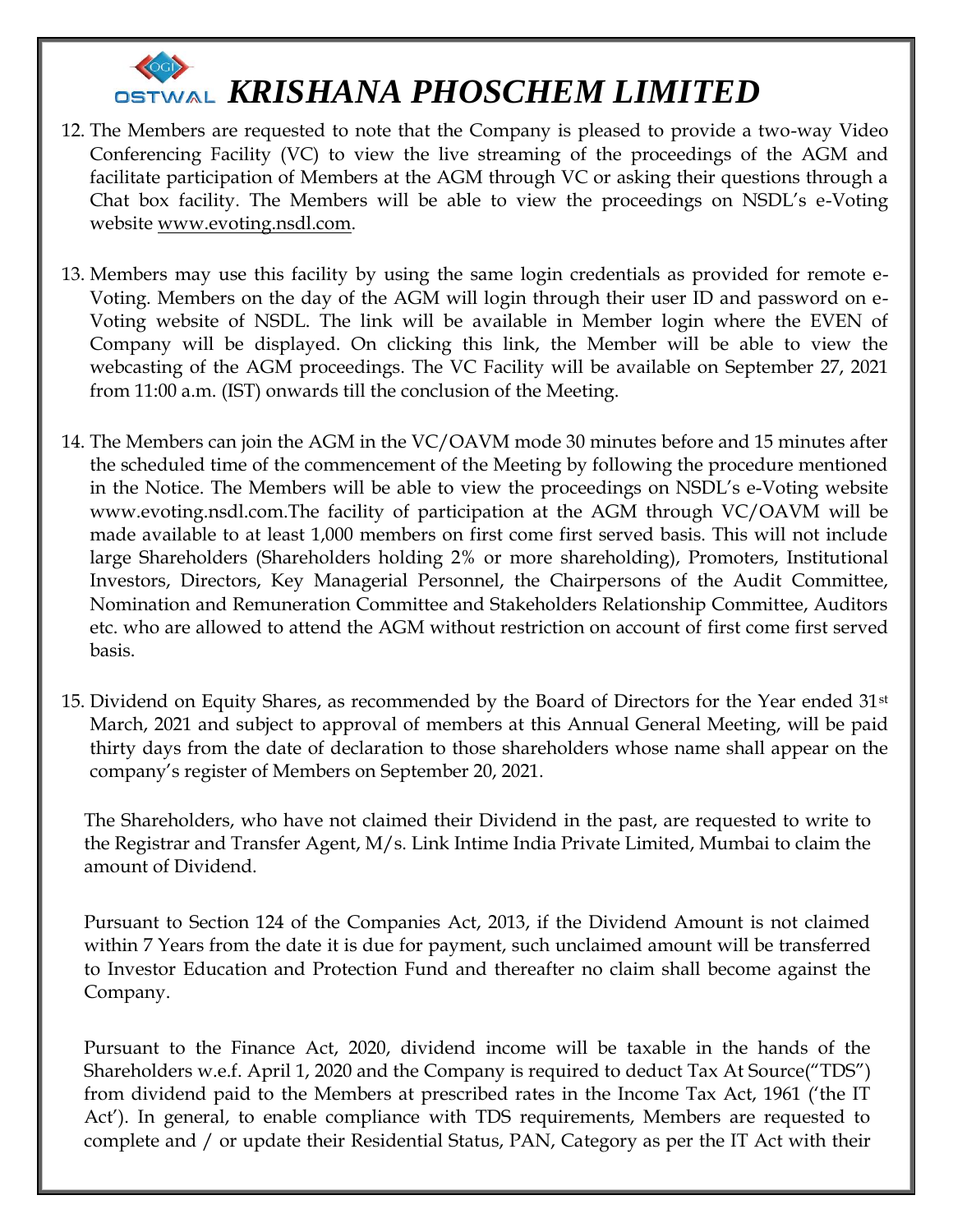12. The Members are requested to note that the Company is pleased to provide a two-way Video Conferencing Facility (VC) to view the live streaming of the proceedings of the AGM and facilitate participation of Members at the AGM through VC or asking their questions through a Chat box facility. The Members will be able to view the proceedings on NSDL's e-Voting website www.evoting.nsdl.com.

13. Members may use this facility by using the same login credentials as provided for remote e-Voting. Members on the day of the AGM will login through their user ID and password on e-Voting website of NSDL. The link will be available in Member login where the EVEN of Company will be displayed. On clicking this link, the Member will be able to view the webcasting of the AGM proceedings. The VC Facility will be available on September 27, 2021 from 11:00 a.m. (IST) onwards till the conclusion of the Meeting.

14. The Members can join the AGM in the VC/OAVM mode 30 minutes before and 15 minutes after the scheduled time of the commencement of the Meeting by following the procedure mentioned in the Notice. The Members will be able to view the proceedings on NSDL's e-Voting website www.evoting.nsdl.com.The facility of participation at the AGM through VC/OAVM will be made available to at least 1,000 members on first come first served basis. This will not include large Shareholders (Shareholders holding 2% or more shareholding), Promoters, Institutional Investors, Directors, Key Managerial Personnel, the Chairpersons of the Audit Committee, Nomination and Remuneration Committee and Stakeholders Relationship Committee, Auditors etc. who are allowed to attend the AGM without restriction on account of first come first served basis.

15. Dividend on Equity Shares, as recommended by the Board of Directors for the Year ended 31st March, 2021 and subject to approval of members at this Annual General Meeting, will be paid thirty days from the date of declaration to those shareholders whose name shall appear on the company's register of Members on September 20, 2021.

    The Shareholders, who have not claimed their Dividend in the past, are requested to write to the Registrar and Transfer Agent, M/s. Link Intime India Private Limited, Mumbai to claim the amount of Dividend.

    Pursuant to Section 124 of the Companies Act, 2013, if the Dividend Amount is not claimed within 7 Years from the date it is due for payment, such unclaimed amount will be transferred to Investor Education and Protection Fund and thereafter no claim shall become against the Company.

    Pursuant to the Finance Act, 2020, dividend income will be taxable in the hands of the Shareholders w.e.f. April 1, 2020 and the Company is required to deduct Tax At Source("TDS") from dividend paid to the Members at prescribed rates in the Income Tax Act, 1961 ('the IT Act'). In general, to enable compliance with TDS requirements, Members are requested to complete and / or update their Residential Status, PAN, Category as per the IT Act with their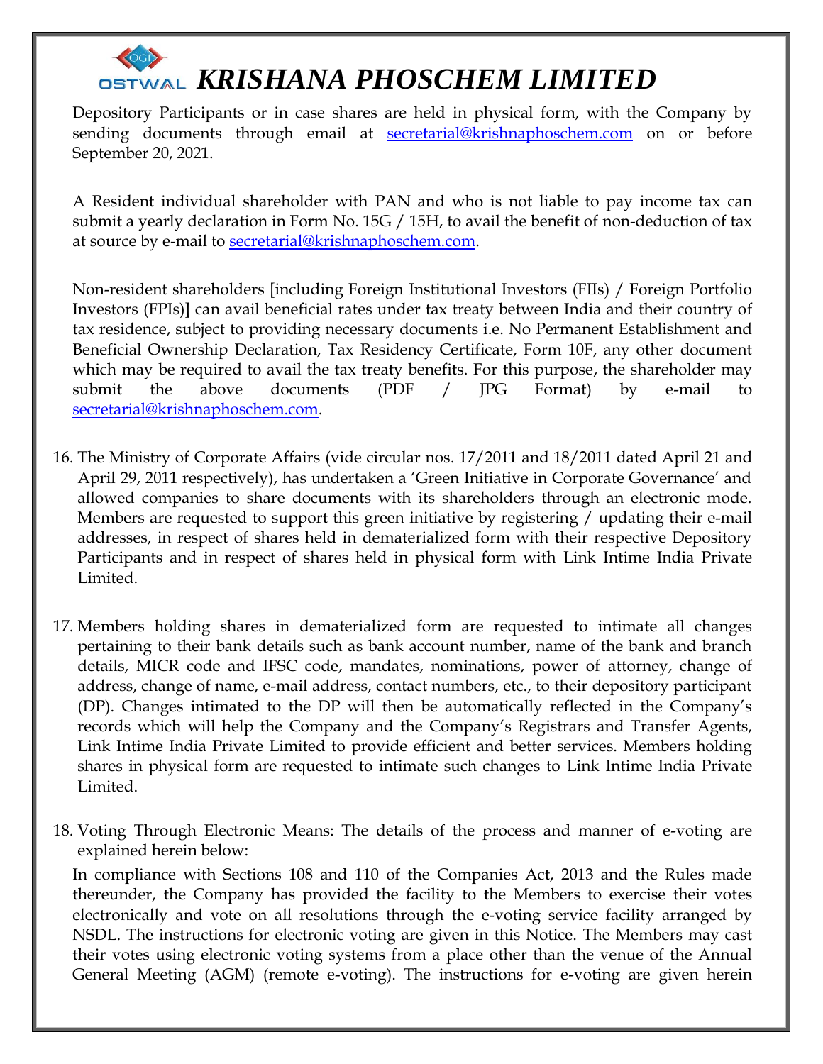Depository Participants or in case shares are held in physical form, with the Company by sending documents through email at secretarial@krishnaphoschem.com on or before September 20, 2021.

A Resident individual shareholder with PAN and who is not liable to pay income tax can submit a yearly declaration in Form No. 15G / 15H, to avail the benefit of non-deduction of tax at source by e-mail to secretarial@krishnaphoschem.com.

Non-resident shareholders [including Foreign Institutional Investors (FIIs) / Foreign Portfolio Investors (FPIs)] can avail beneficial rates under tax treaty between India and their country of tax residence, subject to providing necessary documents i.e. No Permanent Establishment and Beneficial Ownership Declaration, Tax Residency Certificate, Form 10F, any other document which may be required to avail the tax treaty benefits. For this purpose, the shareholder may submit the above documents (PDF / JPG Format) by e-mail to secretarial@krishnaphoschem.com.

16. The Ministry of Corporate Affairs (vide circular nos. 17/2011 and 18/2011 dated April 21 and April 29, 2011 respectively), has undertaken a 'Green Initiative in Corporate Governance' and allowed companies to share documents with its shareholders through an electronic mode. Members are requested to support this green initiative by registering / updating their e-mail addresses, in respect of shares held in dematerialized form with their respective Depository Participants and in respect of shares held in physical form with Link Intime India Private Limited.

17. Members holding shares in dematerialized form are requested to intimate all changes pertaining to their bank details such as bank account number, name of the bank and branch details, MICR code and IFSC code, mandates, nominations, power of attorney, change of address, change of name, e-mail address, contact numbers, etc., to their depository participant (DP). Changes intimated to the DP will then be automatically reflected in the Company's records which will help the Company and the Company's Registrars and Transfer Agents, Link Intime India Private Limited to provide efficient and better services. Members holding shares in physical form are requested to intimate such changes to Link Intime India Private Limited.

18. Voting Through Electronic Means: The details of the process and manner of e-voting are explained herein below:

In compliance with Sections 108 and 110 of the Companies Act, 2013 and the Rules made thereunder, the Company has provided the facility to the Members to exercise their votes electronically and vote on all resolutions through the e-voting service facility arranged by NSDL. The instructions for electronic voting are given in this Notice. The Members may cast their votes using electronic voting systems from a place other than the venue of the Annual General Meeting (AGM) (remote e-voting). The instructions for e-voting are given herein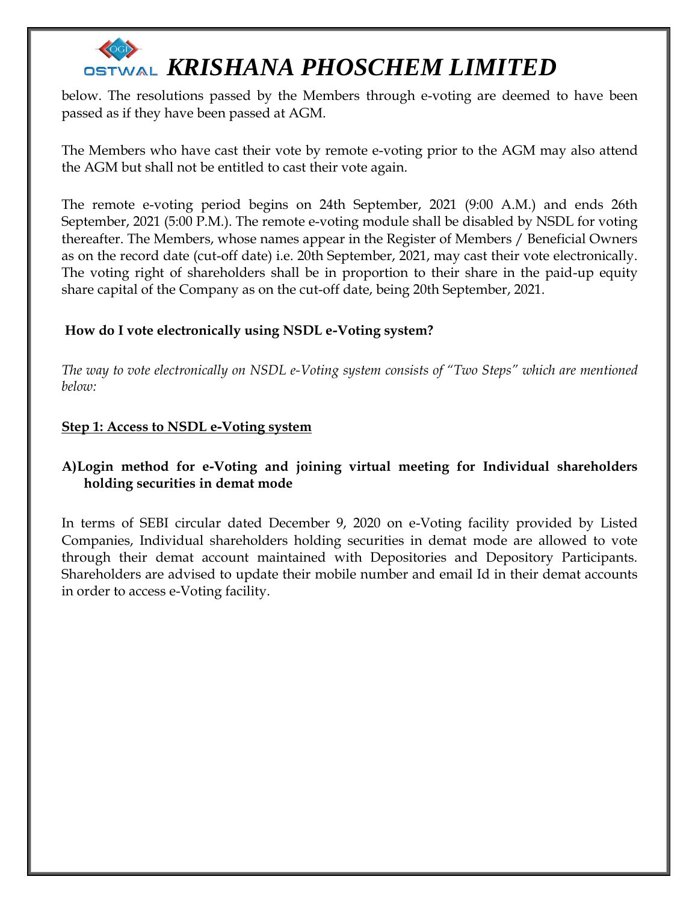below. The resolutions passed by the Members through e-voting are deemed to have been passed as if they have been passed at AGM.

The Members who have cast their vote by remote e-voting prior to the AGM may also attend the AGM but shall not be entitled to cast their vote again.

The remote e-voting period begins on 24th September, 2021 (9:00 A.M.) and ends 26th September, 2021 (5:00 P.M.). The remote e-voting module shall be disabled by NSDL for voting thereafter. The Members, whose names appear in the Register of Members / Beneficial Owners as on the record date (cut-off date) i.e. 20th September, 2021, may cast their vote electronically. The voting right of shareholders shall be in proportion to their share in the paid-up equity share capital of the Company as on the cut-off date, being 20th September, 2021.

**How do I vote electronically using NSDL e-Voting system?**

*The way to vote electronically on NSDL e-Voting system consists of "Two Steps" which are mentioned below:*

**Step 1: Access to NSDL e-Voting system**

**A) Login method for e-Voting and joining virtual meeting for Individual shareholders holding securities in demat mode**

In terms of SEBI circular dated December 9, 2020 on e-Voting facility provided by Listed Companies, Individual shareholders holding securities in demat mode are allowed to vote through their demat account maintained with Depositories and Depository Participants. Shareholders are advised to update their mobile number and email Id in their demat accounts in order to access e-Voting facility.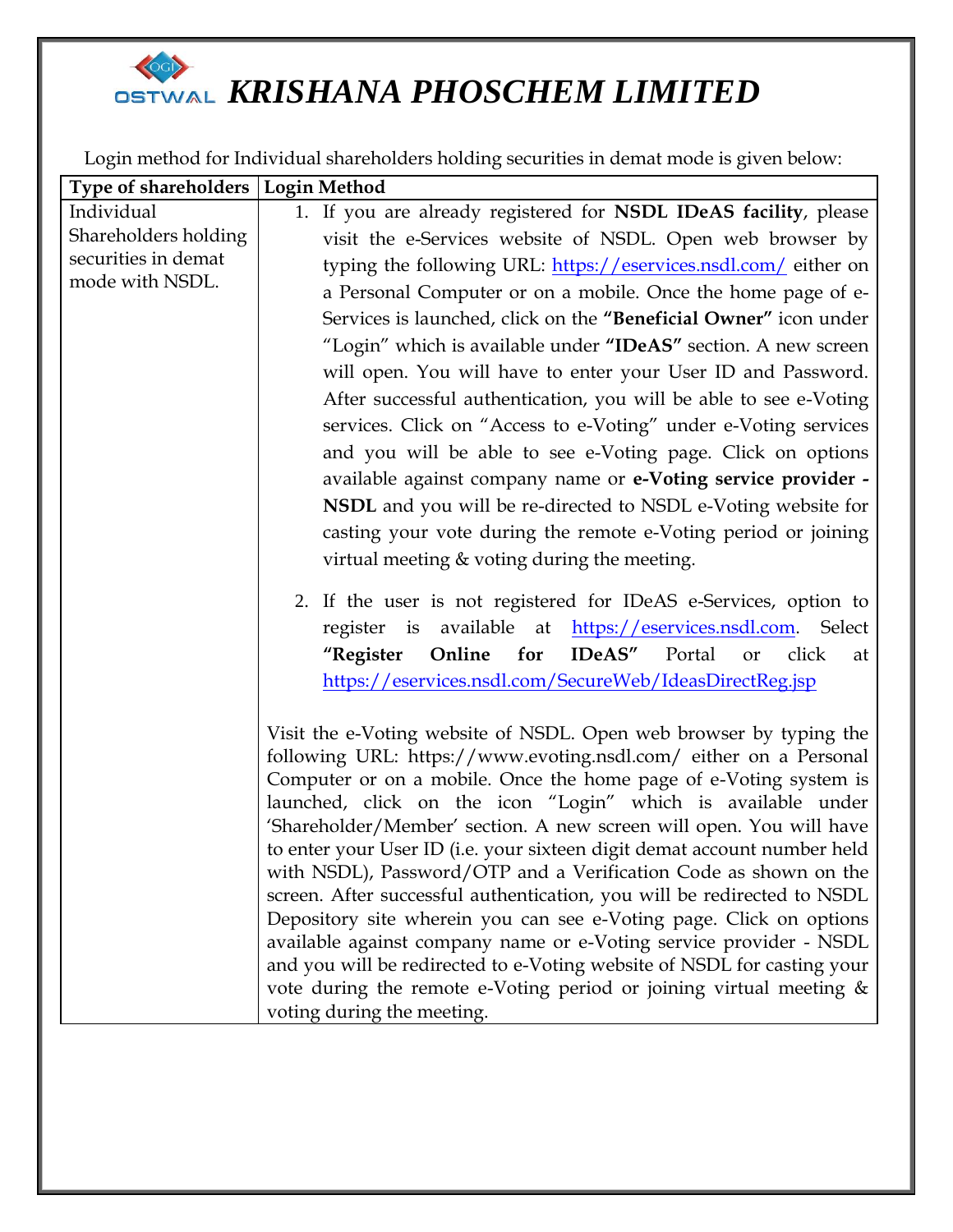# KRISHANA PHOSCHEM LIMITED

Login method for Individual shareholders holding securities in demat mode is given below:

| Type of shareholders | Login Method |
|---|---|
| Individual Shareholders holding securities in demat mode with NSDL. | 1. If you are already registered for **NSDL IDeAS facility**, please visit the e-Services website of NSDL. Open web browser by typing the following URL: https://eservices.nsdl.com/ either on a Personal Computer or on a mobile. Once the home page of e-Services is launched, click on the **"Beneficial Owner"** icon under "Login" which is available under **"IDeAS"** section. A new screen will open. You will have to enter your User ID and Password. After successful authentication, you will be able to see e-Voting services. Click on "Access to e-Voting" under e-Voting services and you will be able to see e-Voting page. Click on options available against company name or **e-Voting service provider - NSDL** and you will be re-directed to NSDL e-Voting website for casting your vote during the remote e-Voting period or joining virtual meeting & voting during the meeting.<br><br>2. If the user is not registered for IDeAS e-Services, option to register is available at https://eservices.nsdl.com. Select **"Register Online for IDeAS"** Portal or click at https://eservices.nsdl.com/SecureWeb/IdeasDirectReg.jsp<br><br>Visit the e-Voting website of NSDL. Open web browser by typing the following URL: https://www.evoting.nsdl.com/ either on a Personal Computer or on a mobile. Once the home page of e-Voting system is launched, click on the icon "Login" which is available under 'Shareholder/Member' section. A new screen will open. You will have to enter your User ID (i.e. your sixteen digit demat account number held with NSDL), Password/OTP and a Verification Code as shown on the screen. After successful authentication, you will be redirected to NSDL Depository site wherein you can see e-Voting page. Click on options available against company name or e-Voting service provider - NSDL and you will be redirected to e-Voting website of NSDL for casting your vote during the remote e-Voting period or joining virtual meeting & voting during the meeting. |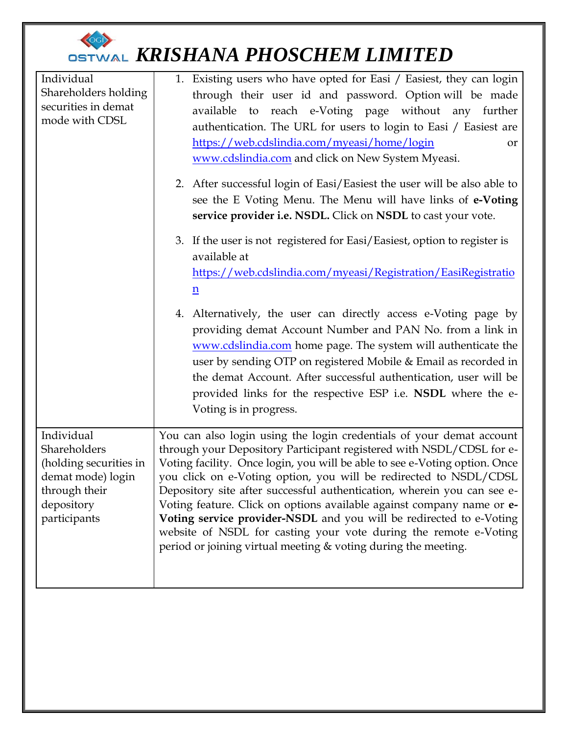| Individual Shareholders holding securities in demat mode with CDSL | 1. Existing users who have opted for Easi / Easiest, they can login through their user id and password. Option will be made available to reach e-Voting page without any further authentication. The URL for users to login to Easi / Easiest are https://web.cdslindia.com/myeasi/home/login or www.cdslindia.com and click on New System Myeasi.<br><br>2. After successful login of Easi/Easiest the user will be also able to see the E Voting Menu. The Menu will have links of **e-Voting service provider i.e. NSDL.** Click on **NSDL** to cast your vote.<br><br>3. If the user is not registered for Easi/Easiest, option to register is available at https://web.cdslindia.com/myeasi/Registration/EasiRegistration<br><br>4. Alternatively, the user can directly access e-Voting page by providing demat Account Number and PAN No. from a link in www.cdslindia.com home page. The system will authenticate the user by sending OTP on registered Mobile & Email as recorded in the demat Account. After successful authentication, user will be provided links for the respective ESP i.e. **NSDL** where the e-Voting is in progress. |
|---|---|
| Individual Shareholders (holding securities in demat mode) login through their depository participants | You can also login using the login credentials of your demat account through your Depository Participant registered with NSDL/CDSL for e-Voting facility. Once login, you will be able to see e-Voting option. Once you click on e-Voting option, you will be redirected to NSDL/CDSL Depository site after successful authentication, wherein you can see e-Voting feature. Click on options available against company name or **e-Voting service provider-NSDL** and you will be redirected to e-Voting website of NSDL for casting your vote during the remote e-Voting period or joining virtual meeting & voting during the meeting. |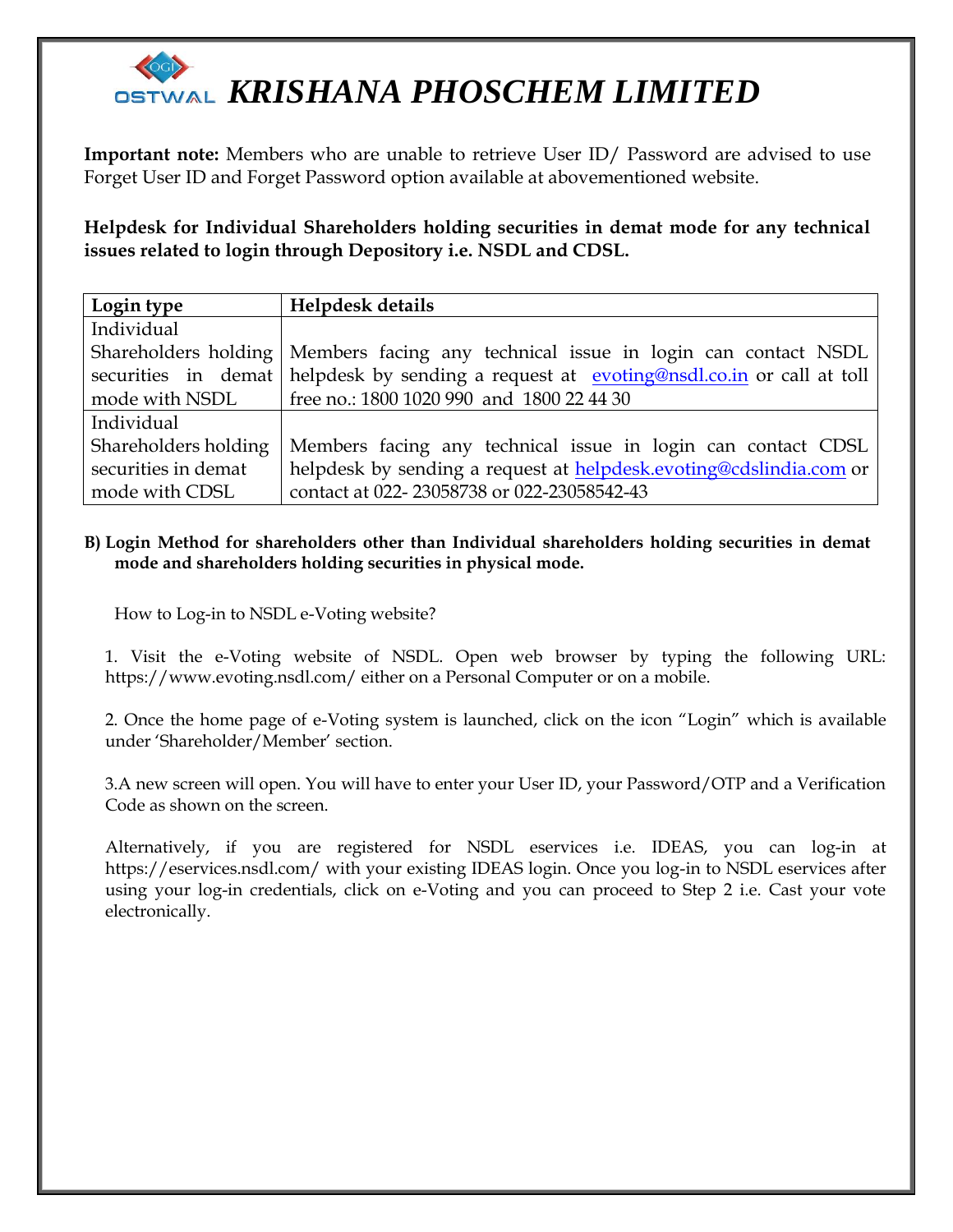**Important note:** Members who are unable to retrieve User ID/ Password are advised to use Forget User ID and Forget Password option available at abovementioned website.

**Helpdesk for Individual Shareholders holding securities in demat mode for any technical issues related to login through Depository i.e. NSDL and CDSL.**

| Login type | Helpdesk details |
|---|---|
| Individual Shareholders holding securities in demat mode with NSDL | Members facing any technical issue in login can contact NSDL helpdesk by sending a request at evoting@nsdl.co.in or call at toll free no.: 1800 1020 990 and 1800 22 44 30 |
| Individual Shareholders holding securities in demat mode with CDSL | Members facing any technical issue in login can contact CDSL helpdesk by sending a request at helpdesk.evoting@cdslindia.com or contact at 022- 23058738 or 022-23058542-43 |

**B) Login Method for shareholders other than Individual shareholders holding securities in demat mode and shareholders holding securities in physical mode.**

How to Log-in to NSDL e-Voting website?

1. Visit the e-Voting website of NSDL. Open web browser by typing the following URL: https://www.evoting.nsdl.com/ either on a Personal Computer or on a mobile.

2. Once the home page of e-Voting system is launched, click on the icon "Login" which is available under 'Shareholder/Member' section.

3.A new screen will open. You will have to enter your User ID, your Password/OTP and a Verification Code as shown on the screen.

Alternatively, if you are registered for NSDL eservices i.e. IDEAS, you can log-in at https://eservices.nsdl.com/ with your existing IDEAS login. Once you log-in to NSDL eservices after using your log-in credentials, click on e-Voting and you can proceed to Step 2 i.e. Cast your vote electronically.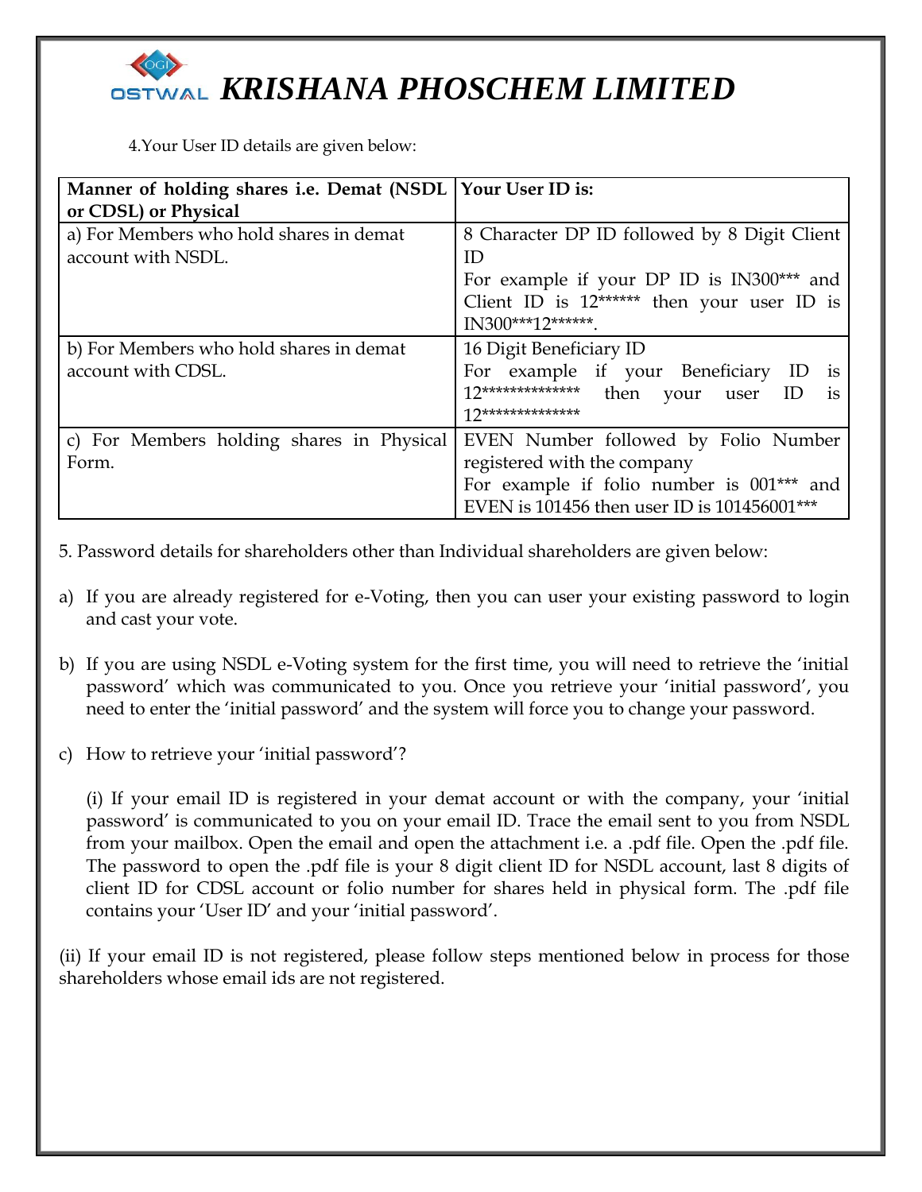# KRISHANA PHOSCHEM LIMITED

4.Your User ID details are given below:

| Manner of holding shares i.e. Demat (NSDL or CDSL) or Physical | Your User ID is: |
|---|---|
| a) For Members who hold shares in demat account with NSDL. | 8 Character DP ID followed by 8 Digit Client ID<br>For example if your DP ID is IN300*** and Client ID is 12****** then your user ID is IN300***12******. |
| b) For Members who hold shares in demat account with CDSL. | 16 Digit Beneficiary ID<br>For example if your Beneficiary ID is 12************** then your user ID is 12************** |
| c) For Members holding shares in Physical Form. | EVEN Number followed by Folio Number registered with the company<br>For example if folio number is 001*** and EVEN is 101456 then user ID is 101456001*** |

5. Password details for shareholders other than Individual shareholders are given below:

a) If you are already registered for e-Voting, then you can user your existing password to login and cast your vote.

b) If you are using NSDL e-Voting system for the first time, you will need to retrieve the 'initial password' which was communicated to you. Once you retrieve your 'initial password', you need to enter the 'initial password' and the system will force you to change your password.

c) How to retrieve your 'initial password'?

(i) If your email ID is registered in your demat account or with the company, your 'initial password' is communicated to you on your email ID. Trace the email sent to you from NSDL from your mailbox. Open the email and open the attachment i.e. a .pdf file. Open the .pdf file. The password to open the .pdf file is your 8 digit client ID for NSDL account, last 8 digits of client ID for CDSL account or folio number for shares held in physical form. The .pdf file contains your 'User ID' and your 'initial password'.

(ii) If your email ID is not registered, please follow steps mentioned below in process for those shareholders whose email ids are not registered.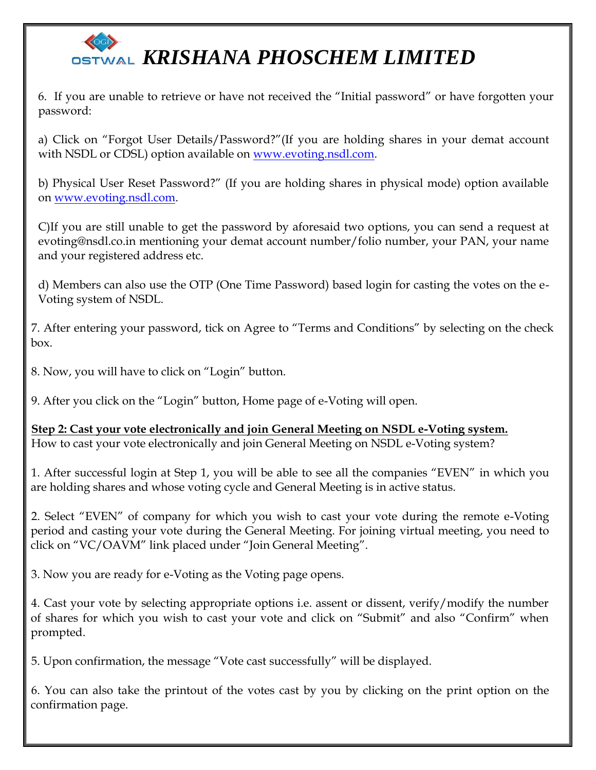6. If you are unable to retrieve or have not received the "Initial password" or have forgotten your password:

a) Click on "Forgot User Details/Password?"(If you are holding shares in your demat account with NSDL or CDSL) option available on www.evoting.nsdl.com.

b) Physical User Reset Password?" (If you are holding shares in physical mode) option available on www.evoting.nsdl.com.

C)If you are still unable to get the password by aforesaid two options, you can send a request at evoting@nsdl.co.in mentioning your demat account number/folio number, your PAN, your name and your registered address etc.

d) Members can also use the OTP (One Time Password) based login for casting the votes on the e-Voting system of NSDL.

7. After entering your password, tick on Agree to "Terms and Conditions" by selecting on the check box.

8. Now, you will have to click on "Login" button.

9. After you click on the "Login" button, Home page of e-Voting will open.

**Step 2: Cast your vote electronically and join General Meeting on NSDL e-Voting system.**

How to cast your vote electronically and join General Meeting on NSDL e-Voting system?

1. After successful login at Step 1, you will be able to see all the companies "EVEN" in which you are holding shares and whose voting cycle and General Meeting is in active status.

2. Select "EVEN" of company for which you wish to cast your vote during the remote e-Voting period and casting your vote during the General Meeting. For joining virtual meeting, you need to click on "VC/OAVM" link placed under "Join General Meeting".

3. Now you are ready for e-Voting as the Voting page opens.

4. Cast your vote by selecting appropriate options i.e. assent or dissent, verify/modify the number of shares for which you wish to cast your vote and click on "Submit" and also "Confirm" when prompted.

5. Upon confirmation, the message "Vote cast successfully" will be displayed.

6. You can also take the printout of the votes cast by you by clicking on the print option on the confirmation page.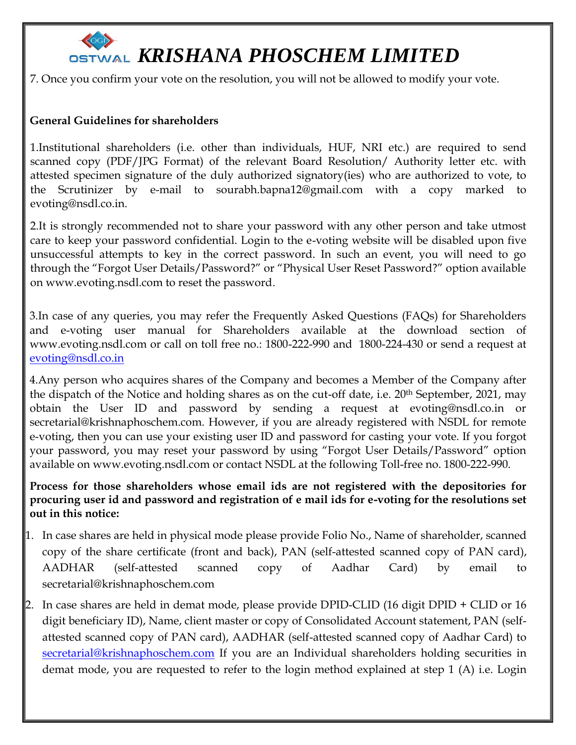7. Once you confirm your vote on the resolution, you will not be allowed to modify your vote.

**General Guidelines for shareholders**

1.Institutional shareholders (i.e. other than individuals, HUF, NRI etc.) are required to send scanned copy (PDF/JPG Format) of the relevant Board Resolution/ Authority letter etc. with attested specimen signature of the duly authorized signatory(ies) who are authorized to vote, to the Scrutinizer by e-mail to sourabh.bapna12@gmail.com with a copy marked to evoting@nsdl.co.in.

2.It is strongly recommended not to share your password with any other person and take utmost care to keep your password confidential. Login to the e-voting website will be disabled upon five unsuccessful attempts to key in the correct password. In such an event, you will need to go through the "Forgot User Details/Password?" or "Physical User Reset Password?" option available on www.evoting.nsdl.com to reset the password.

3.In case of any queries, you may refer the Frequently Asked Questions (FAQs) for Shareholders and e-voting user manual for Shareholders available at the download section of www.evoting.nsdl.com or call on toll free no.: 1800-222-990 and 1800-224-430 or send a request at evoting@nsdl.co.in

4.Any person who acquires shares of the Company and becomes a Member of the Company after the dispatch of the Notice and holding shares as on the cut-off date, i.e. 20th September, 2021, may obtain the User ID and password by sending a request at evoting@nsdl.co.in or secretarial@krishnaphoschem.com. However, if you are already registered with NSDL for remote e-voting, then you can use your existing user ID and password for casting your vote. If you forgot your password, you may reset your password by using "Forgot User Details/Password" option available on www.evoting.nsdl.com or contact NSDL at the following Toll-free no. 1800-222-990.

**Process for those shareholders whose email ids are not registered with the depositories for procuring user id and password and registration of e mail ids for e-voting for the resolutions set out in this notice:**

1. In case shares are held in physical mode please provide Folio No., Name of shareholder, scanned copy of the share certificate (front and back), PAN (self-attested scanned copy of PAN card), AADHAR (self-attested scanned copy of Aadhar Card) by email to secretarial@krishnaphoschem.com
2. In case shares are held in demat mode, please provide DPID-CLID (16 digit DPID + CLID or 16 digit beneficiary ID), Name, client master or copy of Consolidated Account statement, PAN (self-attested scanned copy of PAN card), AADHAR (self-attested scanned copy of Aadhar Card) to secretarial@krishnaphoschem.com If you are an Individual shareholders holding securities in demat mode, you are requested to refer to the login method explained at step 1 (A) i.e. Login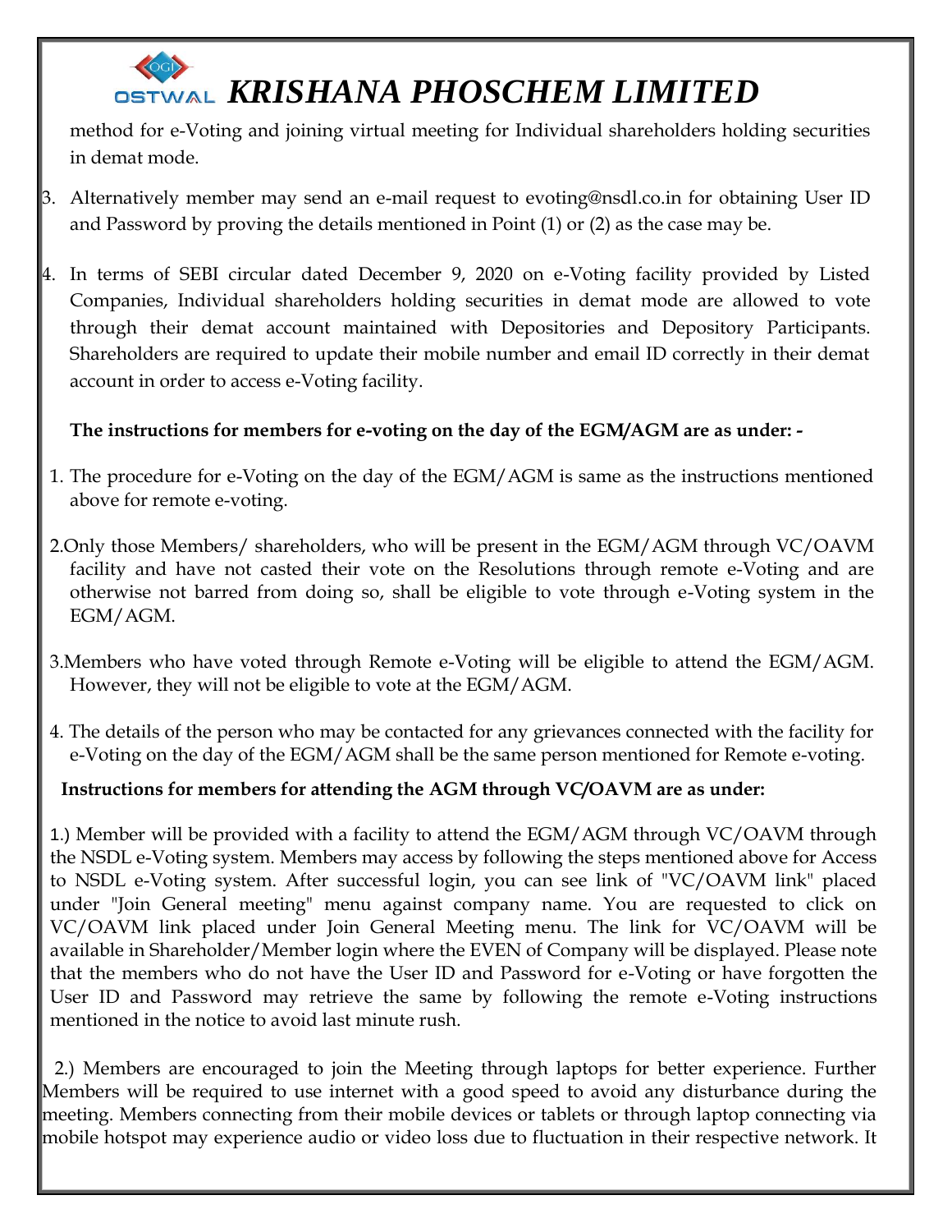method for e-Voting and joining virtual meeting for Individual shareholders holding securities in demat mode.

3. Alternatively member may send an e-mail request to evoting@nsdl.co.in for obtaining User ID and Password by proving the details mentioned in Point (1) or (2) as the case may be.

4. In terms of SEBI circular dated December 9, 2020 on e-Voting facility provided by Listed Companies, Individual shareholders holding securities in demat mode are allowed to vote through their demat account maintained with Depositories and Depository Participants. Shareholders are required to update their mobile number and email ID correctly in their demat account in order to access e-Voting facility.

**The instructions for members for e-voting on the day of the EGM/AGM are as under: -**

1. The procedure for e-Voting on the day of the EGM/AGM is same as the instructions mentioned above for remote e-voting.

2. Only those Members/ shareholders, who will be present in the EGM/AGM through VC/OAVM facility and have not casted their vote on the Resolutions through remote e-Voting and are otherwise not barred from doing so, shall be eligible to vote through e-Voting system in the EGM/AGM.

3. Members who have voted through Remote e-Voting will be eligible to attend the EGM/AGM. However, they will not be eligible to vote at the EGM/AGM.

4. The details of the person who may be contacted for any grievances connected with the facility for e-Voting on the day of the EGM/AGM shall be the same person mentioned for Remote e-voting.

**Instructions for members for attending the AGM through VC/OAVM are as under:**

1.) Member will be provided with a facility to attend the EGM/AGM through VC/OAVM through the NSDL e-Voting system. Members may access by following the steps mentioned above for Access to NSDL e-Voting system. After successful login, you can see link of "VC/OAVM link" placed under "Join General meeting" menu against company name. You are requested to click on VC/OAVM link placed under Join General Meeting menu. The link for VC/OAVM will be available in Shareholder/Member login where the EVEN of Company will be displayed. Please note that the members who do not have the User ID and Password for e-Voting or have forgotten the User ID and Password may retrieve the same by following the remote e-Voting instructions mentioned in the notice to avoid last minute rush.

2.) Members are encouraged to join the Meeting through laptops for better experience. Further Members will be required to use internet with a good speed to avoid any disturbance during the meeting. Members connecting from their mobile devices or tablets or through laptop connecting via mobile hotspot may experience audio or video loss due to fluctuation in their respective network. It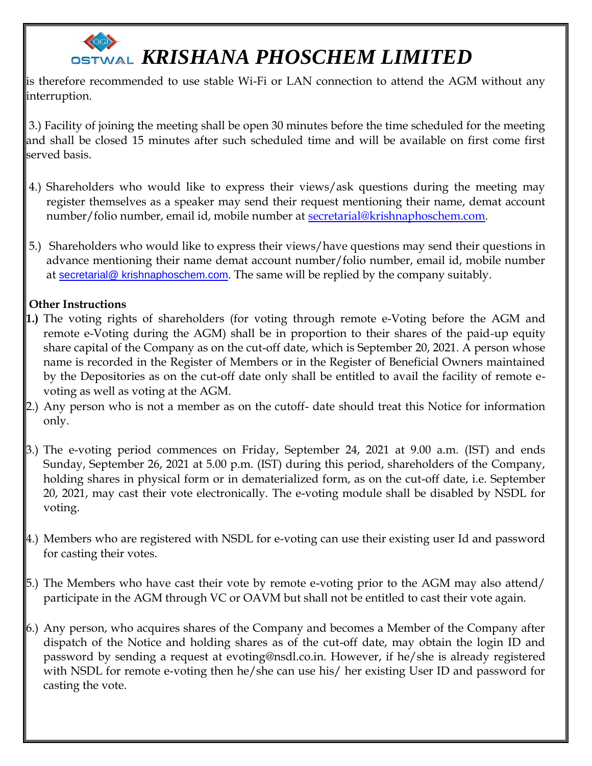is therefore recommended to use stable Wi-Fi or LAN connection to attend the AGM without any interruption.

3.) Facility of joining the meeting shall be open 30 minutes before the time scheduled for the meeting and shall be closed 15 minutes after such scheduled time and will be available on first come first served basis.

4.) Shareholders who would like to express their views/ask questions during the meeting may register themselves as a speaker may send their request mentioning their name, demat account number/folio number, email id, mobile number at secretarial@krishnaphoschem.com.

5.) Shareholders who would like to express their views/have questions may send their questions in advance mentioning their name demat account number/folio number, email id, mobile number at secretarial@ krishnaphoschem.com. The same will be replied by the company suitably.

**Other Instructions**

**1.)** The voting rights of shareholders (for voting through remote e-Voting before the AGM and remote e-Voting during the AGM) shall be in proportion to their shares of the paid-up equity share capital of the Company as on the cut-off date, which is September 20, 2021. A person whose name is recorded in the Register of Members or in the Register of Beneficial Owners maintained by the Depositories as on the cut-off date only shall be entitled to avail the facility of remote e-voting as well as voting at the AGM.

2.) Any person who is not a member as on the cutoff- date should treat this Notice for information only.

3.) The e-voting period commences on Friday, September 24, 2021 at 9.00 a.m. (IST) and ends Sunday, September 26, 2021 at 5.00 p.m. (IST) during this period, shareholders of the Company, holding shares in physical form or in dematerialized form, as on the cut-off date, i.e. September 20, 2021, may cast their vote electronically. The e-voting module shall be disabled by NSDL for voting.

4.) Members who are registered with NSDL for e-voting can use their existing user Id and password for casting their votes.

5.) The Members who have cast their vote by remote e-voting prior to the AGM may also attend/ participate in the AGM through VC or OAVM but shall not be entitled to cast their vote again.

6.) Any person, who acquires shares of the Company and becomes a Member of the Company after dispatch of the Notice and holding shares as of the cut-off date, may obtain the login ID and password by sending a request at evoting@nsdl.co.in. However, if he/she is already registered with NSDL for remote e-voting then he/she can use his/ her existing User ID and password for casting the vote.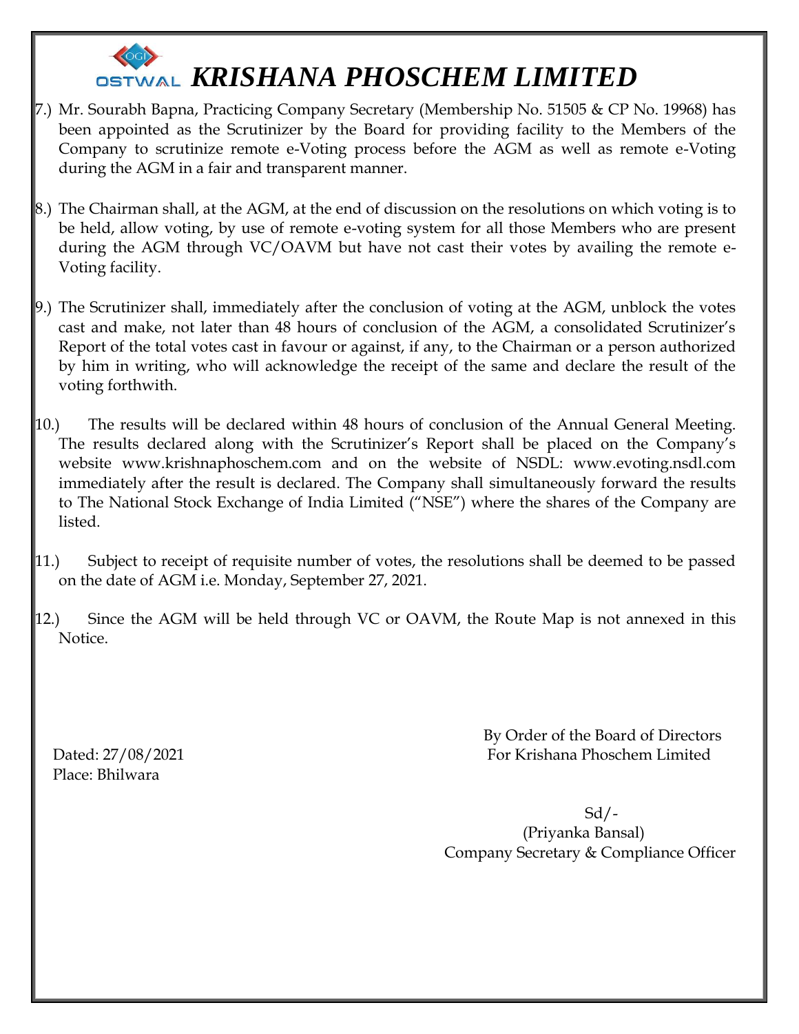7.) Mr. Sourabh Bapna, Practicing Company Secretary (Membership No. 51505 & CP No. 19968) has been appointed as the Scrutinizer by the Board for providing facility to the Members of the Company to scrutinize remote e-Voting process before the AGM as well as remote e-Voting during the AGM in a fair and transparent manner.

8.) The Chairman shall, at the AGM, at the end of discussion on the resolutions on which voting is to be held, allow voting, by use of remote e-voting system for all those Members who are present during the AGM through VC/OAVM but have not cast their votes by availing the remote e-Voting facility.

9.) The Scrutinizer shall, immediately after the conclusion of voting at the AGM, unblock the votes cast and make, not later than 48 hours of conclusion of the AGM, a consolidated Scrutinizer's Report of the total votes cast in favour or against, if any, to the Chairman or a person authorized by him in writing, who will acknowledge the receipt of the same and declare the result of the voting forthwith.

10.) The results will be declared within 48 hours of conclusion of the Annual General Meeting. The results declared along with the Scrutinizer's Report shall be placed on the Company's website www.krishnaphoschem.com and on the website of NSDL: www.evoting.nsdl.com immediately after the result is declared. The Company shall simultaneously forward the results to The National Stock Exchange of India Limited ("NSE") where the shares of the Company are listed.

11.) Subject to receipt of requisite number of votes, the resolutions shall be deemed to be passed on the date of AGM i.e. Monday, September 27, 2021.

12.) Since the AGM will be held through VC or OAVM, the Route Map is not annexed in this Notice.

By Order of the Board of Directors
For Krishana Phoschem Limited

Dated: 27/08/2021
Place: Bhilwara

Sd/-
(Priyanka Bansal)
Company Secretary & Compliance Officer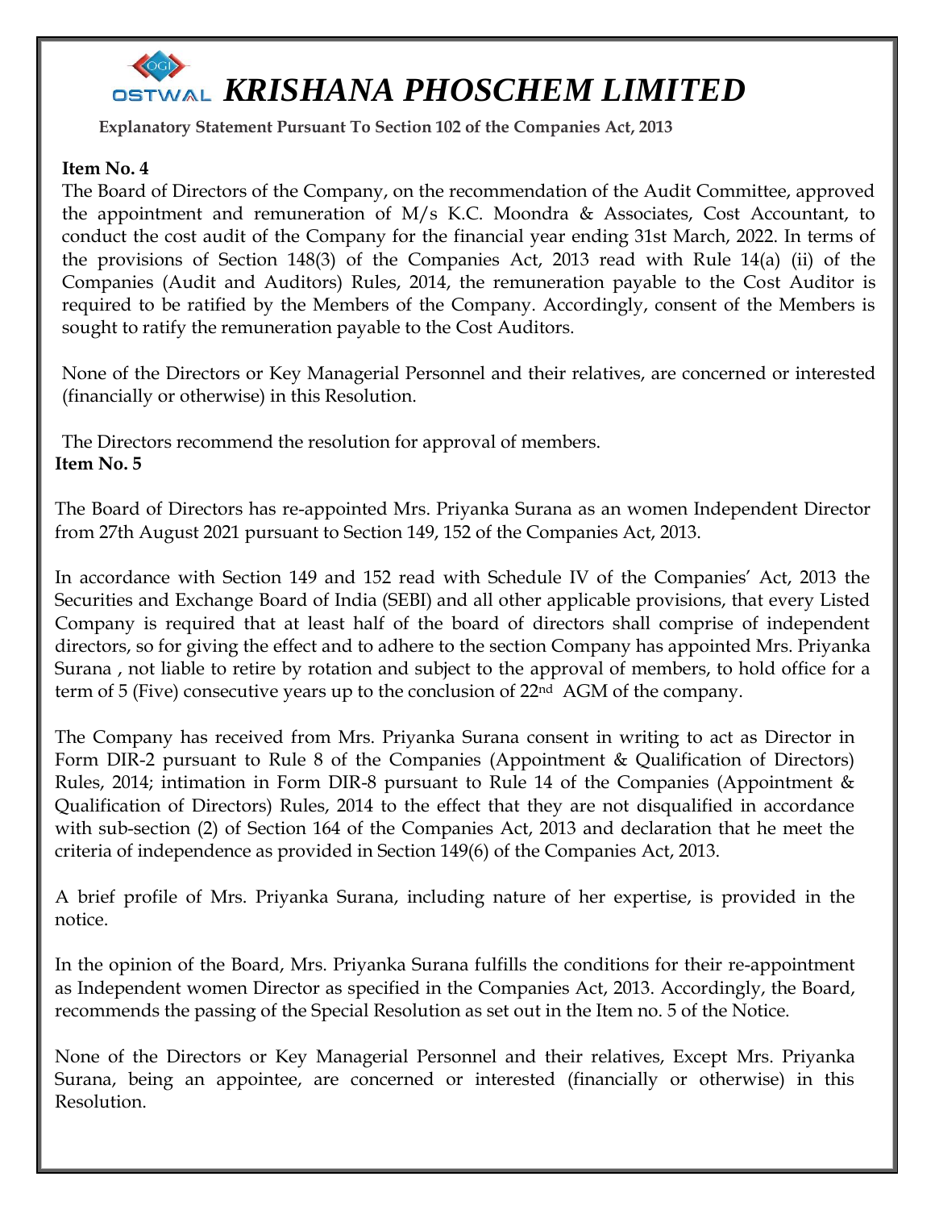# KRISHANA PHOSCHEM LIMITED

**Explanatory Statement Pursuant To Section 102 of the Companies Act, 2013**

**Item No. 4**

The Board of Directors of the Company, on the recommendation of the Audit Committee, approved the appointment and remuneration of M/s K.C. Moondra & Associates, Cost Accountant, to conduct the cost audit of the Company for the financial year ending 31st March, 2022. In terms of the provisions of Section 148(3) of the Companies Act, 2013 read with Rule 14(a) (ii) of the Companies (Audit and Auditors) Rules, 2014, the remuneration payable to the Cost Auditor is required to be ratified by the Members of the Company. Accordingly, consent of the Members is sought to ratify the remuneration payable to the Cost Auditors.

None of the Directors or Key Managerial Personnel and their relatives, are concerned or interested (financially or otherwise) in this Resolution.

The Directors recommend the resolution for approval of members.

**Item No. 5**

The Board of Directors has re-appointed Mrs. Priyanka Surana as an women Independent Director from 27th August 2021 pursuant to Section 149, 152 of the Companies Act, 2013.

In accordance with Section 149 and 152 read with Schedule IV of the Companies' Act, 2013 the Securities and Exchange Board of India (SEBI) and all other applicable provisions, that every Listed Company is required that at least half of the board of directors shall comprise of independent directors, so for giving the effect and to adhere to the section Company has appointed Mrs. Priyanka Surana , not liable to retire by rotation and subject to the approval of members, to hold office for a term of 5 (Five) consecutive years up to the conclusion of 22nd AGM of the company.

The Company has received from Mrs. Priyanka Surana consent in writing to act as Director in Form DIR-2 pursuant to Rule 8 of the Companies (Appointment & Qualification of Directors) Rules, 2014; intimation in Form DIR-8 pursuant to Rule 14 of the Companies (Appointment & Qualification of Directors) Rules, 2014 to the effect that they are not disqualified in accordance with sub-section (2) of Section 164 of the Companies Act, 2013 and declaration that he meet the criteria of independence as provided in Section 149(6) of the Companies Act, 2013.

A brief profile of Mrs. Priyanka Surana, including nature of her expertise, is provided in the notice.

In the opinion of the Board, Mrs. Priyanka Surana fulfills the conditions for their re-appointment as Independent women Director as specified in the Companies Act, 2013. Accordingly, the Board, recommends the passing of the Special Resolution as set out in the Item no. 5 of the Notice.

None of the Directors or Key Managerial Personnel and their relatives, Except Mrs. Priyanka Surana, being an appointee, are concerned or interested (financially or otherwise) in this Resolution.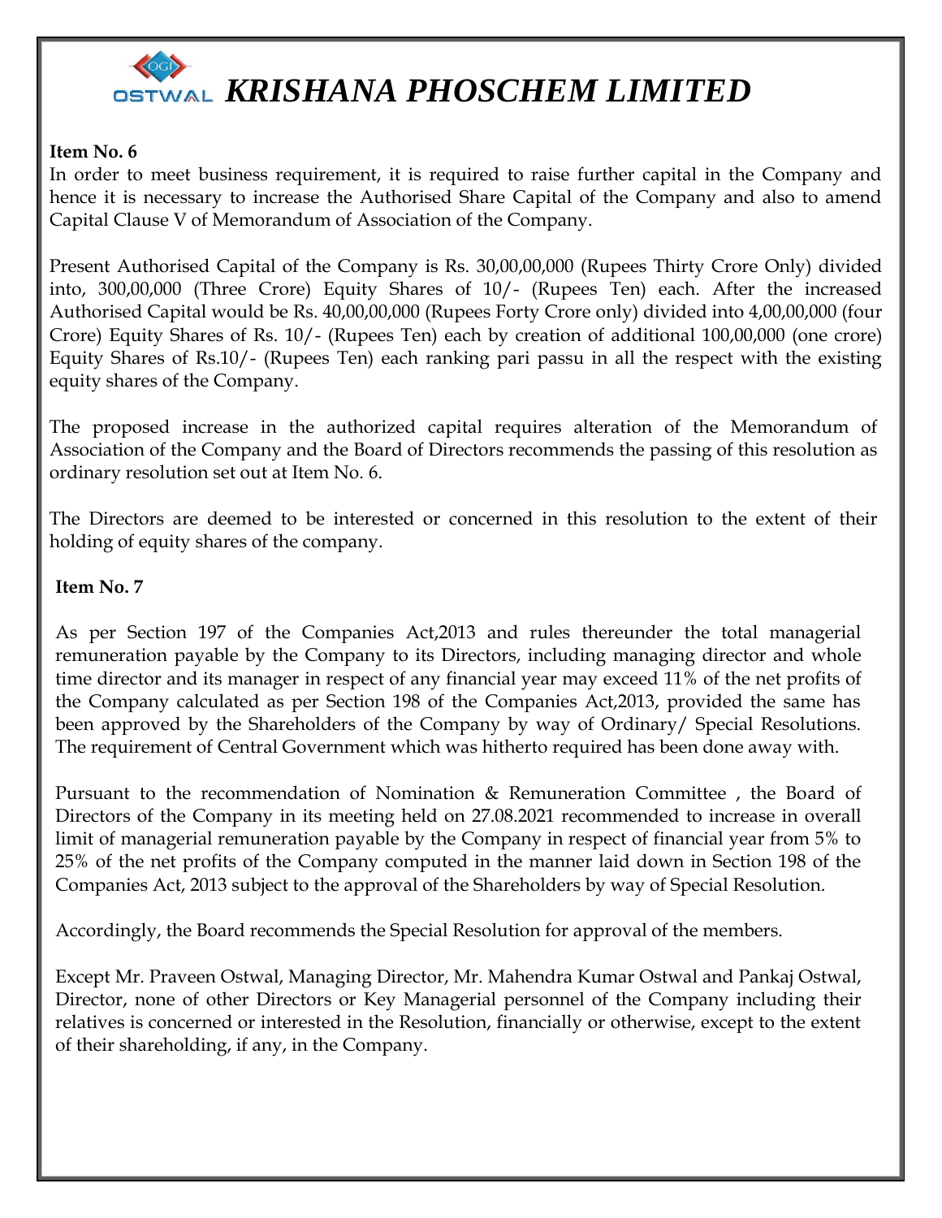# OSTWAL KRISHANA PHOSCHEM LIMITED

**Item No. 6**

In order to meet business requirement, it is required to raise further capital in the Company and hence it is necessary to increase the Authorised Share Capital of the Company and also to amend Capital Clause V of Memorandum of Association of the Company.

Present Authorised Capital of the Company is Rs. 30,00,00,000 (Rupees Thirty Crore Only) divided into, 300,00,000 (Three Crore) Equity Shares of 10/- (Rupees Ten) each. After the increased Authorised Capital would be Rs. 40,00,00,000 (Rupees Forty Crore only) divided into 4,00,00,000 (four Crore) Equity Shares of Rs. 10/- (Rupees Ten) each by creation of additional 100,00,000 (one crore) Equity Shares of Rs.10/- (Rupees Ten) each ranking pari passu in all the respect with the existing equity shares of the Company.

The proposed increase in the authorized capital requires alteration of the Memorandum of Association of the Company and the Board of Directors recommends the passing of this resolution as ordinary resolution set out at Item No. 6.

The Directors are deemed to be interested or concerned in this resolution to the extent of their holding of equity shares of the company.

**Item No. 7**

As per Section 197 of the Companies Act,2013 and rules thereunder the total managerial remuneration payable by the Company to its Directors, including managing director and whole time director and its manager in respect of any financial year may exceed 11% of the net profits of the Company calculated as per Section 198 of the Companies Act,2013, provided the same has been approved by the Shareholders of the Company by way of Ordinary/ Special Resolutions. The requirement of Central Government which was hitherto required has been done away with.

Pursuant to the recommendation of Nomination & Remuneration Committee , the Board of Directors of the Company in its meeting held on 27.08.2021 recommended to increase in overall limit of managerial remuneration payable by the Company in respect of financial year from 5% to 25% of the net profits of the Company computed in the manner laid down in Section 198 of the Companies Act, 2013 subject to the approval of the Shareholders by way of Special Resolution.

Accordingly, the Board recommends the Special Resolution for approval of the members.

Except Mr. Praveen Ostwal, Managing Director, Mr. Mahendra Kumar Ostwal and Pankaj Ostwal, Director, none of other Directors or Key Managerial personnel of the Company including their relatives is concerned or interested in the Resolution, financially or otherwise, except to the extent of their shareholding, if any, in the Company.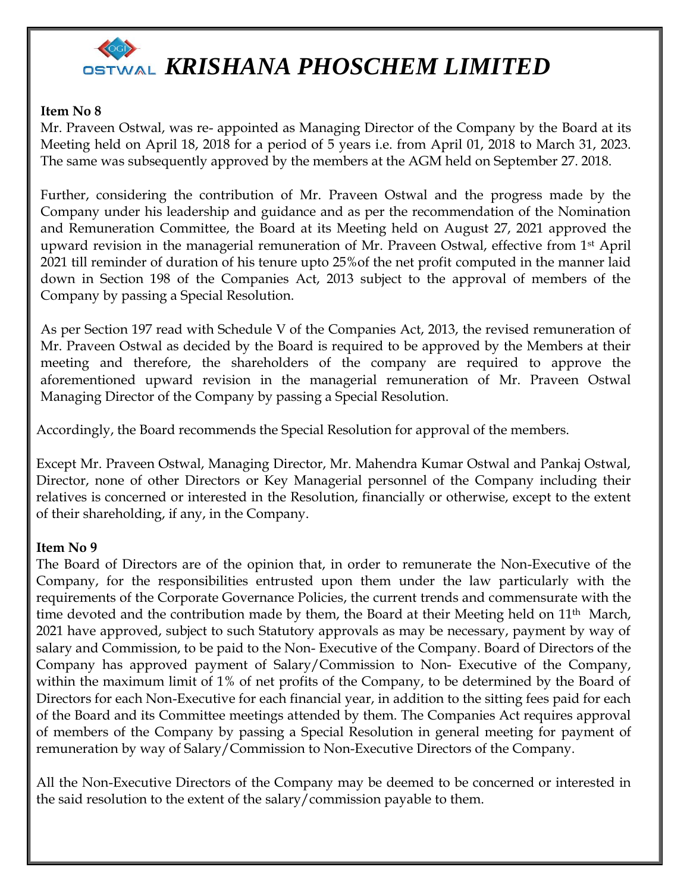# OSTWAL KRISHANA PHOSCHEM LIMITED

**Item No 8**

Mr. Praveen Ostwal, was re- appointed as Managing Director of the Company by the Board at its Meeting held on April 18, 2018 for a period of 5 years i.e. from April 01, 2018 to March 31, 2023. The same was subsequently approved by the members at the AGM held on September 27. 2018.

Further, considering the contribution of Mr. Praveen Ostwal and the progress made by the Company under his leadership and guidance and as per the recommendation of the Nomination and Remuneration Committee, the Board at its Meeting held on August 27, 2021 approved the upward revision in the managerial remuneration of Mr. Praveen Ostwal, effective from 1st April 2021 till reminder of duration of his tenure upto 25%of the net profit computed in the manner laid down in Section 198 of the Companies Act, 2013 subject to the approval of members of the Company by passing a Special Resolution.

As per Section 197 read with Schedule V of the Companies Act, 2013, the revised remuneration of Mr. Praveen Ostwal as decided by the Board is required to be approved by the Members at their meeting and therefore, the shareholders of the company are required to approve the aforementioned upward revision in the managerial remuneration of Mr. Praveen Ostwal Managing Director of the Company by passing a Special Resolution.

Accordingly, the Board recommends the Special Resolution for approval of the members.

Except Mr. Praveen Ostwal, Managing Director, Mr. Mahendra Kumar Ostwal and Pankaj Ostwal, Director, none of other Directors or Key Managerial personnel of the Company including their relatives is concerned or interested in the Resolution, financially or otherwise, except to the extent of their shareholding, if any, in the Company.

**Item No 9**

The Board of Directors are of the opinion that, in order to remunerate the Non-Executive of the Company, for the responsibilities entrusted upon them under the law particularly with the requirements of the Corporate Governance Policies, the current trends and commensurate with the time devoted and the contribution made by them, the Board at their Meeting held on 11th March, 2021 have approved, subject to such Statutory approvals as may be necessary, payment by way of salary and Commission, to be paid to the Non- Executive of the Company. Board of Directors of the Company has approved payment of Salary/Commission to Non- Executive of the Company, within the maximum limit of 1% of net profits of the Company, to be determined by the Board of Directors for each Non-Executive for each financial year, in addition to the sitting fees paid for each of the Board and its Committee meetings attended by them. The Companies Act requires approval of members of the Company by passing a Special Resolution in general meeting for payment of remuneration by way of Salary/Commission to Non-Executive Directors of the Company.

All the Non-Executive Directors of the Company may be deemed to be concerned or interested in the said resolution to the extent of the salary/commission payable to them.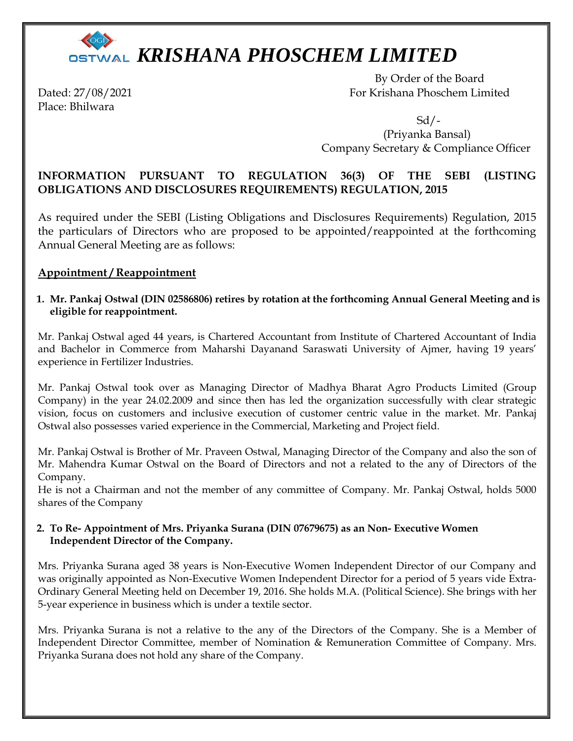# KRISHANA PHOSCHEM LIMITED

Dated: 27/08/2021
Place: Bhilwara

By Order of the Board
For Krishana Phoschem Limited

Sd/-
(Priyanka Bansal)
Company Secretary & Compliance Officer

**INFORMATION PURSUANT TO REGULATION 36(3) OF THE SEBI (LISTING OBLIGATIONS AND DISCLOSURES REQUIREMENTS) REGULATION, 2015**

As required under the SEBI (Listing Obligations and Disclosures Requirements) Regulation, 2015 the particulars of Directors who are proposed to be appointed/reappointed at the forthcoming Annual General Meeting are as follows:

**<u>Appointment / Reappointment</u>**

1. **Mr. Pankaj Ostwal (DIN 02586806) retires by rotation at the forthcoming Annual General Meeting and is eligible for reappointment.**

Mr. Pankaj Ostwal aged 44 years, is Chartered Accountant from Institute of Chartered Accountant of India and Bachelor in Commerce from Maharshi Dayanand Saraswati University of Ajmer, having 19 years' experience in Fertilizer Industries.

Mr. Pankaj Ostwal took over as Managing Director of Madhya Bharat Agro Products Limited (Group Company) in the year 24.02.2009 and since then has led the organization successfully with clear strategic vision, focus on customers and inclusive execution of customer centric value in the market. Mr. Pankaj Ostwal also possesses varied experience in the Commercial, Marketing and Project field.

Mr. Pankaj Ostwal is Brother of Mr. Praveen Ostwal, Managing Director of the Company and also the son of Mr. Mahendra Kumar Ostwal on the Board of Directors and not a related to the any of Directors of the Company.
He is not a Chairman and not the member of any committee of Company. Mr. Pankaj Ostwal, holds 5000 shares of the Company

2. **To Re- Appointment of Mrs. Priyanka Surana (DIN 07679675) as an Non- Executive Women Independent Director of the Company.**

Mrs. Priyanka Surana aged 38 years is Non-Executive Women Independent Director of our Company and was originally appointed as Non-Executive Women Independent Director for a period of 5 years vide Extra-Ordinary General Meeting held on December 19, 2016. She holds M.A. (Political Science). She brings with her 5-year experience in business which is under a textile sector.

Mrs. Priyanka Surana is not a relative to the any of the Directors of the Company. She is a Member of Independent Director Committee, member of Nomination & Remuneration Committee of Company. Mrs. Priyanka Surana does not hold any share of the Company.